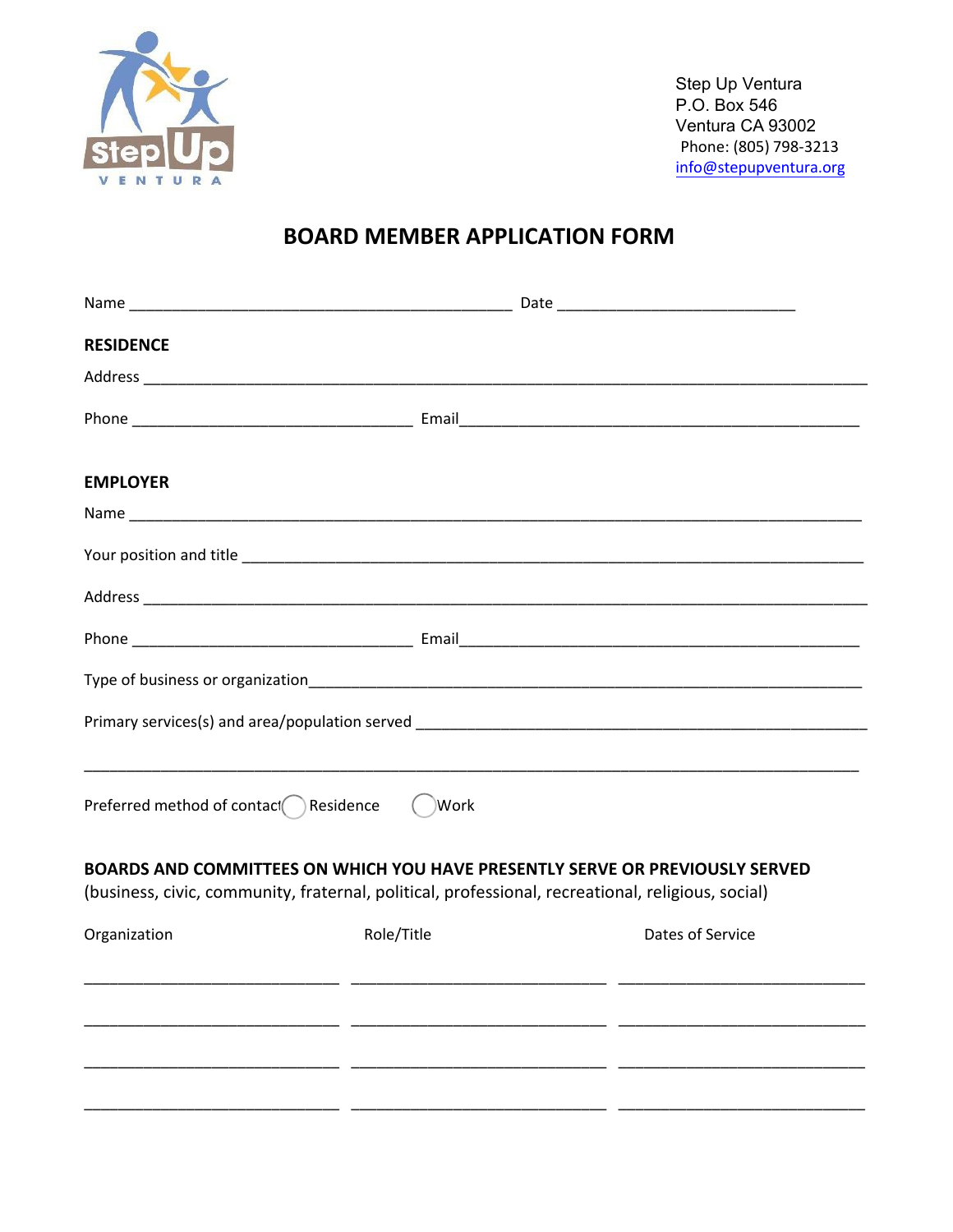Step Up Ventura
P.O. Box 546
Ventura CA 93002
Phone: (805) 798-3213
info@stepupventura.org

# BOARD MEMBER APPLICATION FORM

Name _______________________________________________ Date ____________________________

**RESIDENCE**

Address ______________________________________________________________________________

Phone _________________________________ Email______________________________________________

**EMPLOYER**

Name ________________________________________________________________________________

Your position and title ______________________________________________________________________

Address ______________________________________________________________________________

Phone _________________________________ Email______________________________________________

Type of business or organization_______________________________________________________________

Primary services(s) and area/population served ____________________________________________________

___________________________________________________________________________________________

Preferred method of contact ◯ Residence ◯ Work

**BOARDS AND COMMITTEES ON WHICH YOU HAVE PRESENTLY SERVE OR PREVIOUSLY SERVED**
(business, civic, community, fraternal, political, professional, recreational, religious, social)

| Organization | Role/Title | Dates of Service |
|---|---|---|
| | | |
| | | |
| | | |
| | | |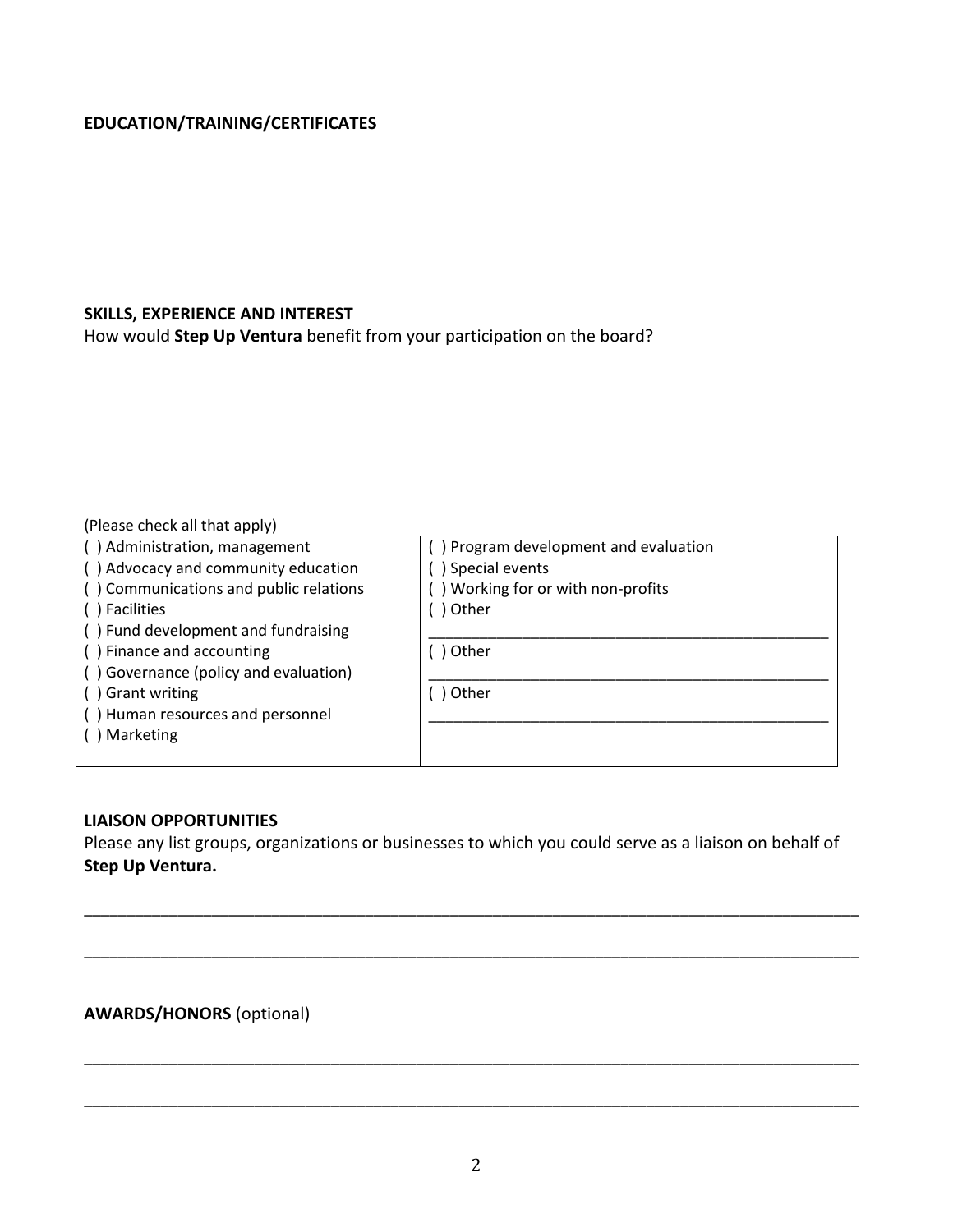**EDUCATION/TRAINING/CERTIFICATES**

**SKILLS, EXPERIENCE AND INTEREST**

How would **Step Up Ventura** benefit from your participation on the board?

(Please check all that apply)

| | |
|---|---|
| ( ) Administration, management | ( ) Program development and evaluation |
| ( ) Advocacy and community education | ( ) Special events |
| ( ) Communications and public relations | ( ) Working for or with non-profits |
| ( ) Facilities | ( ) Other |
| ( ) Fund development and fundraising | ______________________________ |
| ( ) Finance and accounting | ( ) Other |
| ( ) Governance (policy and evaluation) | ______________________________ |
| ( ) Grant writing | ( ) Other |
| ( ) Human resources and personnel | ______________________________ |
| ( ) Marketing | |

**LIAISON OPPORTUNITIES**

Please any list groups, organizations or businesses to which you could serve as a liaison on behalf of **Step Up Ventura.**

________________________________________________________________________________

________________________________________________________________________________

**AWARDS/HONORS** (optional)

________________________________________________________________________________

________________________________________________________________________________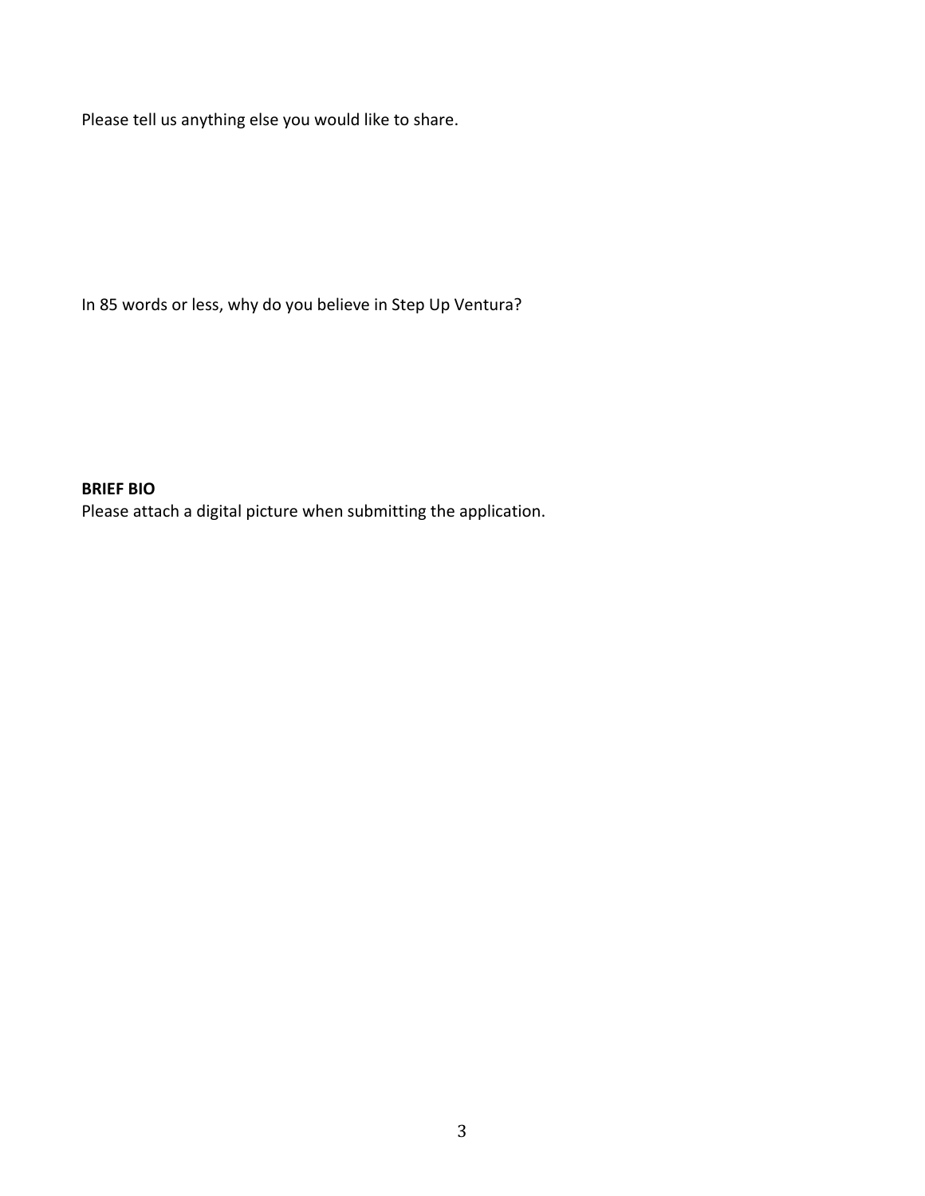Please tell us anything else you would like to share.

In 85 words or less, why do you believe in Step Up Ventura?

**BRIEF BIO**
Please attach a digital picture when submitting the application.